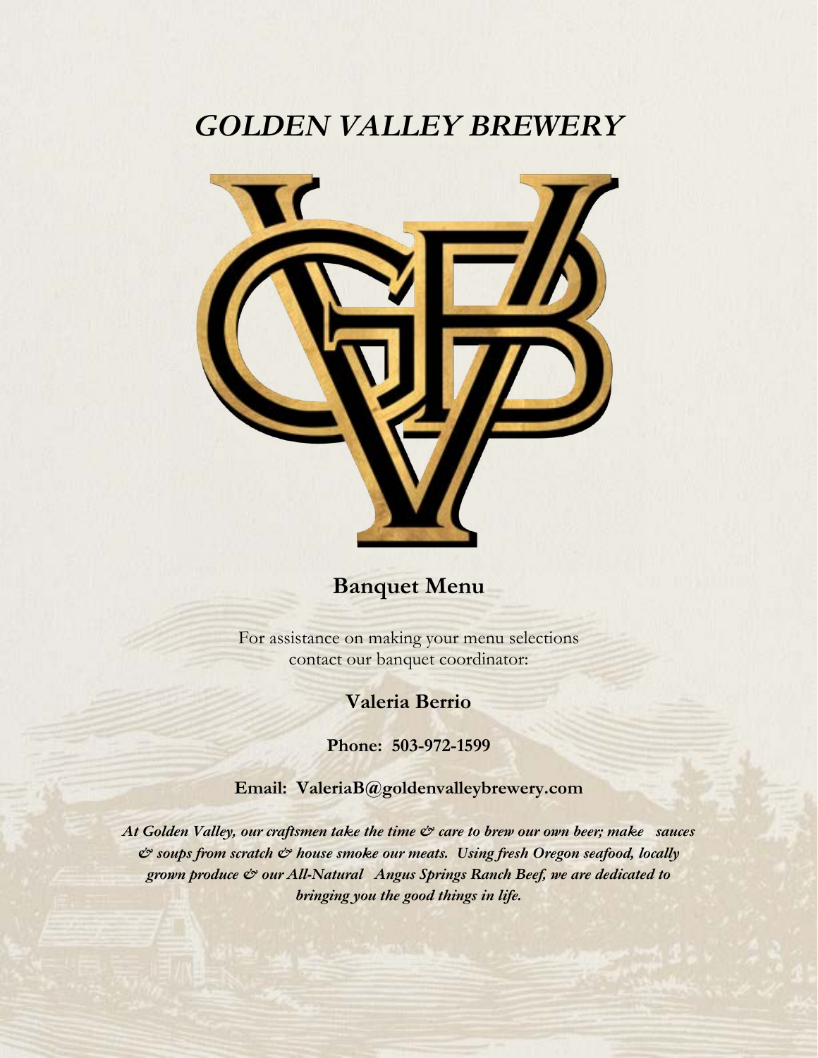# *GOLDEN VALLEY BREWERY*

## Banquet Menu

For assistance on making your menu selections contact our banquet coordinator:

**Valeria Berrio**

**Phone: 503-972-1599**

**Email: ValeriaB@goldenvalleybrewery.com**

***At Golden Valley, our craftsmen take the time & care to brew our own beer; make sauces & soups from scratch & house smoke our meats. Using fresh Oregon seafood, locally grown produce & our All-Natural Angus Springs Ranch Beef, we are dedicated to bringing you the good things in life.***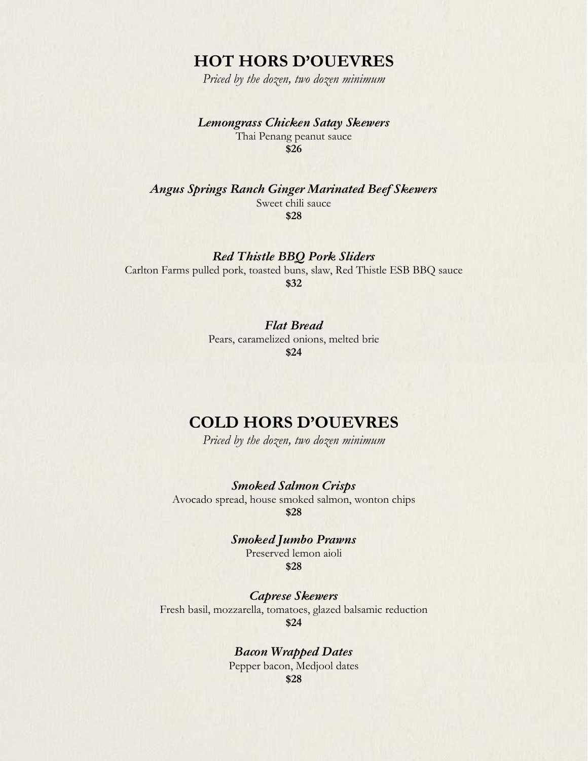# HOT HORS D'OUEVRES

*Priced by the dozen, two dozen minimum*

***Lemongrass Chicken Satay Skewers***
Thai Penang peanut sauce
**$26**

***Angus Springs Ranch Ginger Marinated Beef Skewers***
Sweet chili sauce
**$28**

***Red Thistle BBQ Pork Sliders***
Carlton Farms pulled pork, toasted buns, slaw, Red Thistle ESB BBQ sauce
**$32**

***Flat Bread***
Pears, caramelized onions, melted brie
**$24**

# COLD HORS D'OUEVRES

*Priced by the dozen, two dozen minimum*

***Smoked Salmon Crisps***
Avocado spread, house smoked salmon, wonton chips
**$28**

***Smoked Jumbo Prawns***
Preserved lemon aioli
**$28**

***Caprese Skewers***
Fresh basil, mozzarella, tomatoes, glazed balsamic reduction
**$24**

***Bacon Wrapped Dates***
Pepper bacon, Medjool dates
**$28**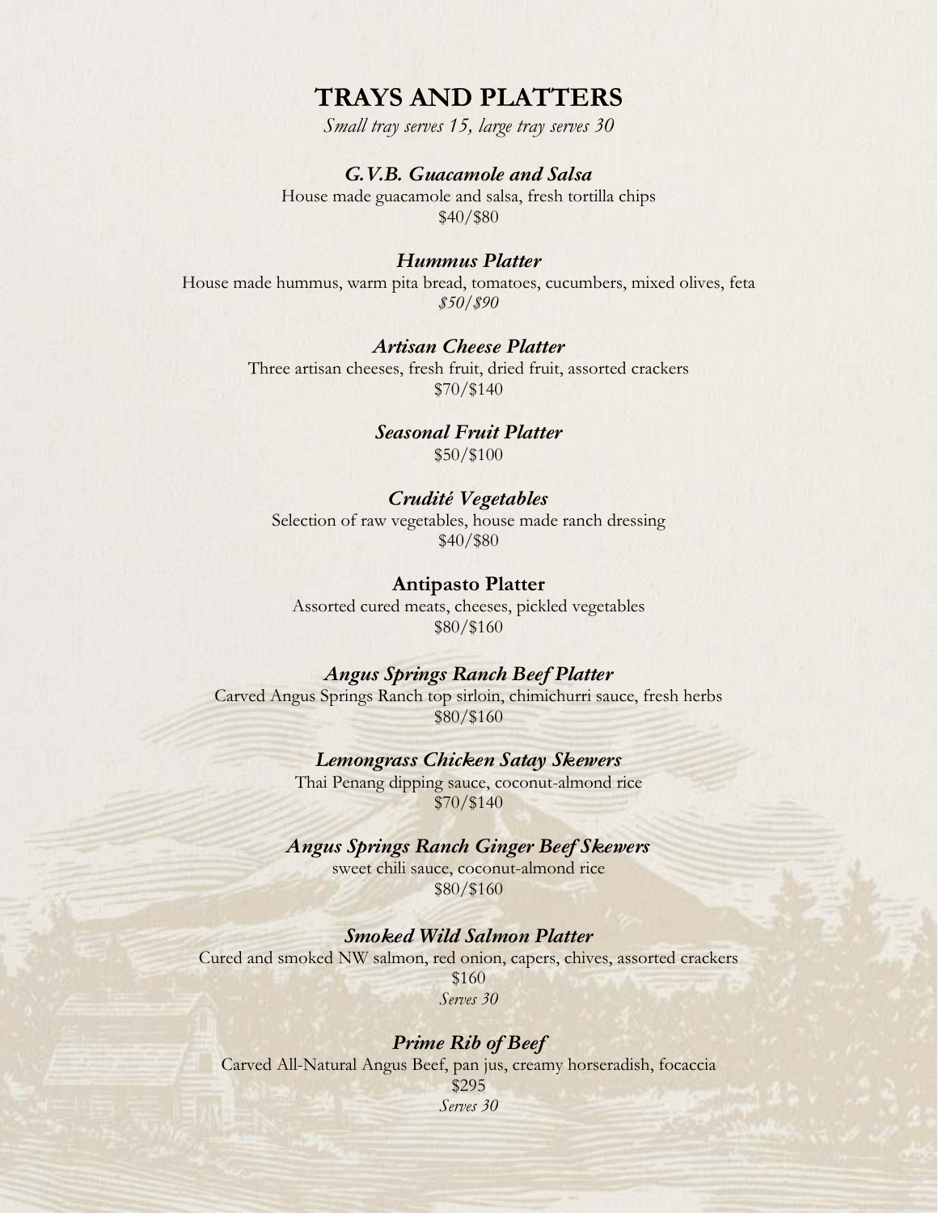# TRAYS AND PLATTERS

*Small tray serves 15, large tray serves 30*

### *G.V.B. Guacamole and Salsa*

House made guacamole and salsa, fresh tortilla chips

$40/$80

### *Hummus Platter*

House made hummus, warm pita bread, tomatoes, cucumbers, mixed olives, feta

*$50/$90*

### *Artisan Cheese Platter*

Three artisan cheeses, fresh fruit, dried fruit, assorted crackers

$70/$140

### *Seasonal Fruit Platter*

$50/$100

### *Crudité Vegetables*

Selection of raw vegetables, house made ranch dressing

$40/$80

### Antipasto Platter

Assorted cured meats, cheeses, pickled vegetables

$80/$160

### *Angus Springs Ranch Beef Platter*

Carved Angus Springs Ranch top sirloin, chimichurri sauce, fresh herbs

$80/$160

### *Lemongrass Chicken Satay Skewers*

Thai Penang dipping sauce, coconut-almond rice

$70/$140

### *Angus Springs Ranch Ginger Beef Skewers*

sweet chili sauce, coconut-almond rice

$80/$160

### *Smoked Wild Salmon Platter*

Cured and smoked NW salmon, red onion, capers, chives, assorted crackers

$160

*Serves 30*

### *Prime Rib of Beef*

Carved All-Natural Angus Beef, pan jus, creamy horseradish, focaccia

$295

*Serves 30*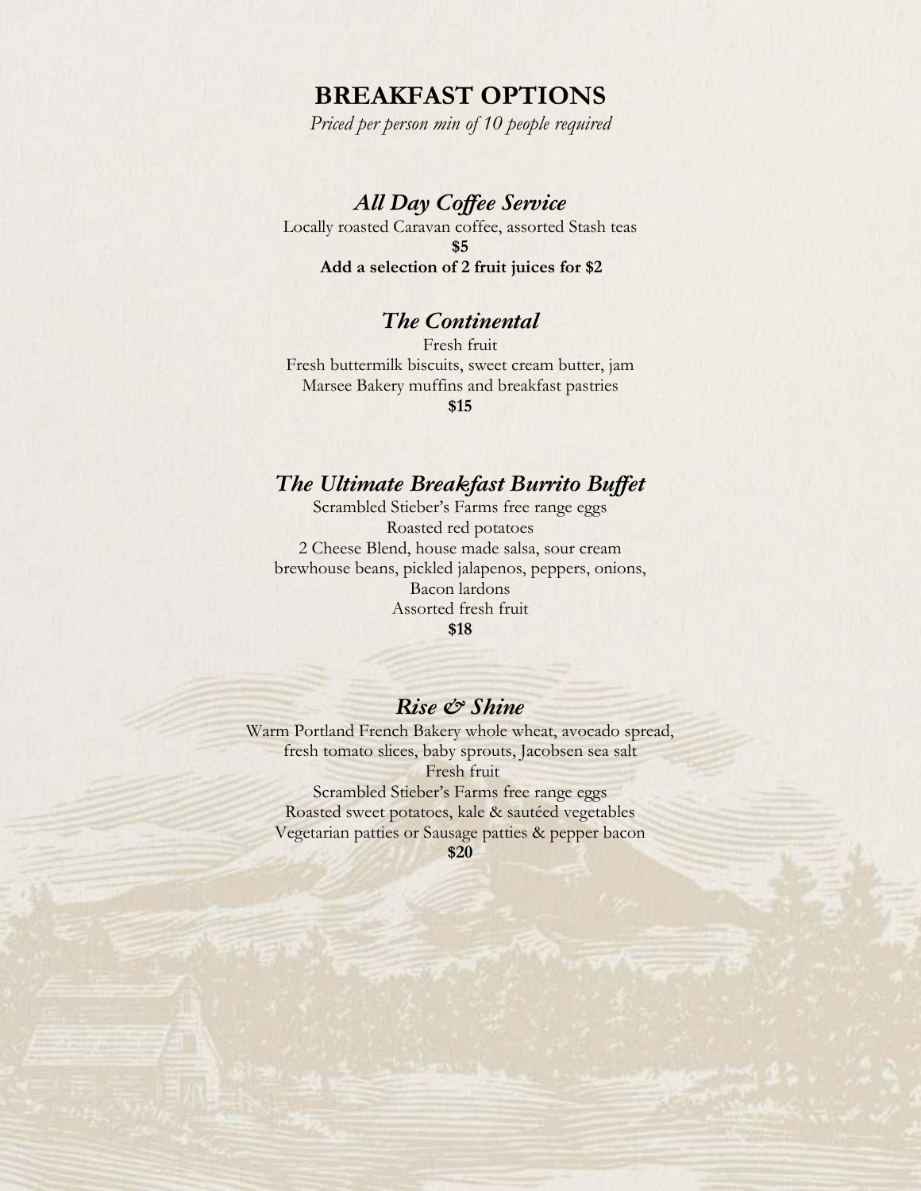# BREAKFAST OPTIONS

*Priced per person min of 10 people required*

## *All Day Coffee Service*

Locally roasted Caravan coffee, assorted Stash teas

**$5**

**Add a selection of 2 fruit juices for $2**

## *The Continental*

Fresh fruit

Fresh buttermilk biscuits, sweet cream butter, jam

Marsee Bakery muffins and breakfast pastries

**$15**

## *The Ultimate Breakfast Burrito Buffet*

Scrambled Stieber's Farms free range eggs

Roasted red potatoes

2 Cheese Blend, house made salsa, sour cream

brewhouse beans, pickled jalapenos, peppers, onions,

Bacon lardons

Assorted fresh fruit

**$18**

## *Rise & Shine*

Warm Portland French Bakery whole wheat, avocado spread,

fresh tomato slices, baby sprouts, Jacobsen sea salt

Fresh fruit

Scrambled Stieber's Farms free range eggs

Roasted sweet potatoes, kale & sautéed vegetables

Vegetarian patties or Sausage patties & pepper bacon

**$20**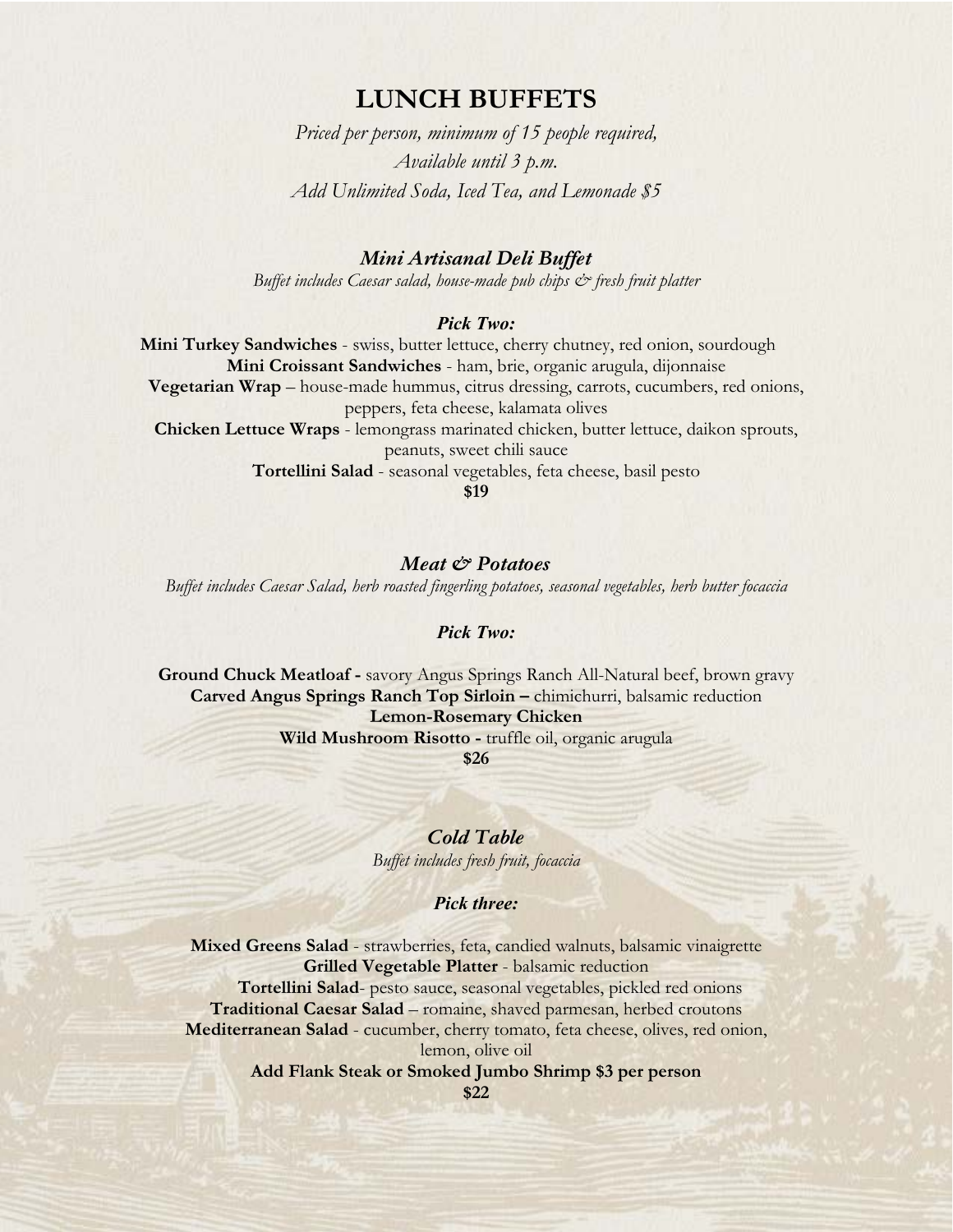# LUNCH BUFFETS

*Priced per person, minimum of 15 people required,*
*Available until 3 p.m.*
*Add Unlimited Soda, Iced Tea, and Lemonade $5*

## *Mini Artisanal Deli Buffet*

*Buffet includes Caesar salad, house-made pub chips & fresh fruit platter*

***Pick Two:***

**Mini Turkey Sandwiches** - swiss, butter lettuce, cherry chutney, red onion, sourdough
**Mini Croissant Sandwiches** - ham, brie, organic arugula, dijonnaise
**Vegetarian Wrap** – house-made hummus, citrus dressing, carrots, cucumbers, red onions, peppers, feta cheese, kalamata olives
**Chicken Lettuce Wraps** - lemongrass marinated chicken, butter lettuce, daikon sprouts, peanuts, sweet chili sauce
**Tortellini Salad** - seasonal vegetables, feta cheese, basil pesto

**$19**

## *Meat & Potatoes*

*Buffet includes Caesar Salad, herb roasted fingerling potatoes, seasonal vegetables, herb butter focaccia*

***Pick Two:***

**Ground Chuck Meatloaf -** savory Angus Springs Ranch All-Natural beef, brown gravy
**Carved Angus Springs Ranch Top Sirloin –** chimichurri, balsamic reduction
**Lemon-Rosemary Chicken**
**Wild Mushroom Risotto -** truffle oil, organic arugula

**$26**

## *Cold Table*

*Buffet includes fresh fruit, focaccia*

***Pick three:***

**Mixed Greens Salad** - strawberries, feta, candied walnuts, balsamic vinaigrette
**Grilled Vegetable Platter** - balsamic reduction
**Tortellini Salad**- pesto sauce, seasonal vegetables, pickled red onions
**Traditional Caesar Salad** – romaine, shaved parmesan, herbed croutons
**Mediterranean Salad** - cucumber, cherry tomato, feta cheese, olives, red onion, lemon, olive oil
**Add Flank Steak or Smoked Jumbo Shrimp $3 per person**

**$22**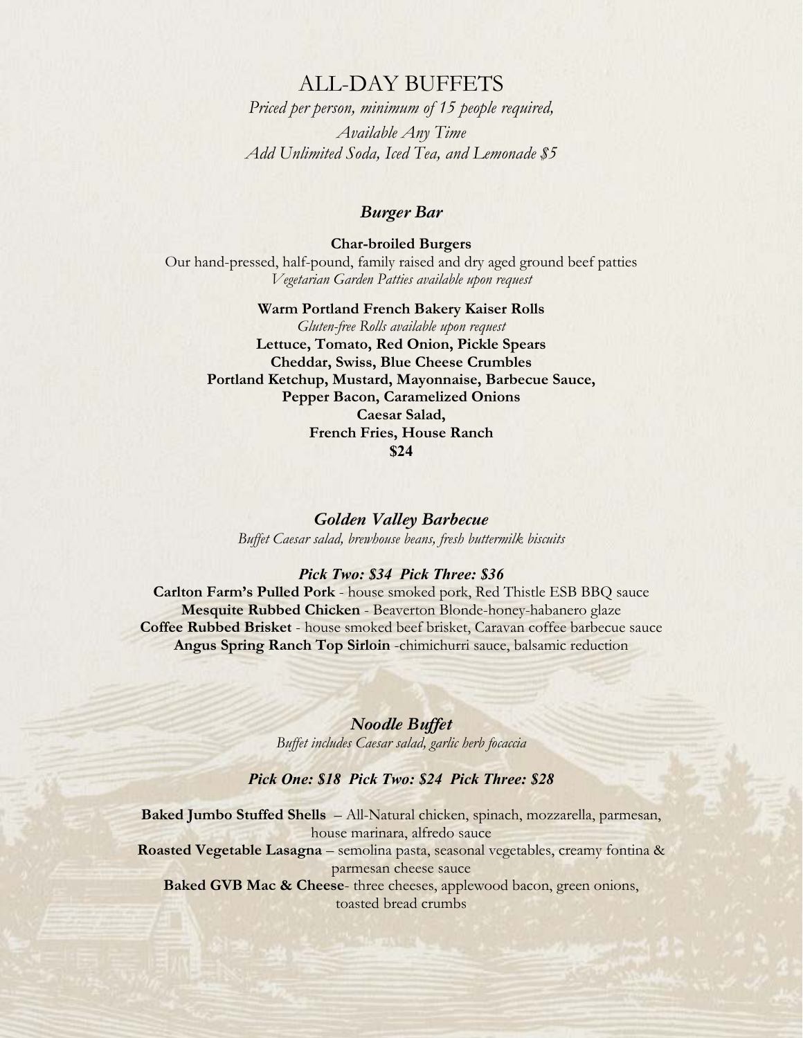# ALL-DAY BUFFETS

*Priced per person, minimum of 15 people required,*
*Available Any Time*
*Add Unlimited Soda, Iced Tea, and Lemonade $5*

## *Burger Bar*

**Char-broiled Burgers**
Our hand-pressed, half-pound, family raised and dry aged ground beef patties
*Vegetarian Garden Patties available upon request*

**Warm Portland French Bakery Kaiser Rolls**
*Gluten-free Rolls available upon request*
**Lettuce, Tomato, Red Onion, Pickle Spears**
**Cheddar, Swiss, Blue Cheese Crumbles**
**Portland Ketchup, Mustard, Mayonnaise, Barbecue Sauce,**
**Pepper Bacon, Caramelized Onions**
**Caesar Salad,**
**French Fries, House Ranch**
**$24**

## *Golden Valley Barbecue*

*Buffet Caesar salad, brewhouse beans, fresh buttermilk biscuits*

***Pick Two: $34 Pick Three: $36***

**Carlton Farm's Pulled Pork** - house smoked pork, Red Thistle ESB BBQ sauce
**Mesquite Rubbed Chicken** - Beaverton Blonde-honey-habanero glaze
**Coffee Rubbed Brisket** - house smoked beef brisket, Caravan coffee barbecue sauce
**Angus Spring Ranch Top Sirloin** -chimichurri sauce, balsamic reduction

## *Noodle Buffet*

*Buffet includes Caesar salad, garlic herb focaccia*

***Pick One: $18 Pick Two: $24 Pick Three: $28***

**Baked Jumbo Stuffed Shells** – All-Natural chicken, spinach, mozzarella, parmesan, house marinara, alfredo sauce
**Roasted Vegetable Lasagna** – semolina pasta, seasonal vegetables, creamy fontina & parmesan cheese sauce
**Baked GVB Mac & Cheese**- three cheeses, applewood bacon, green onions, toasted bread crumbs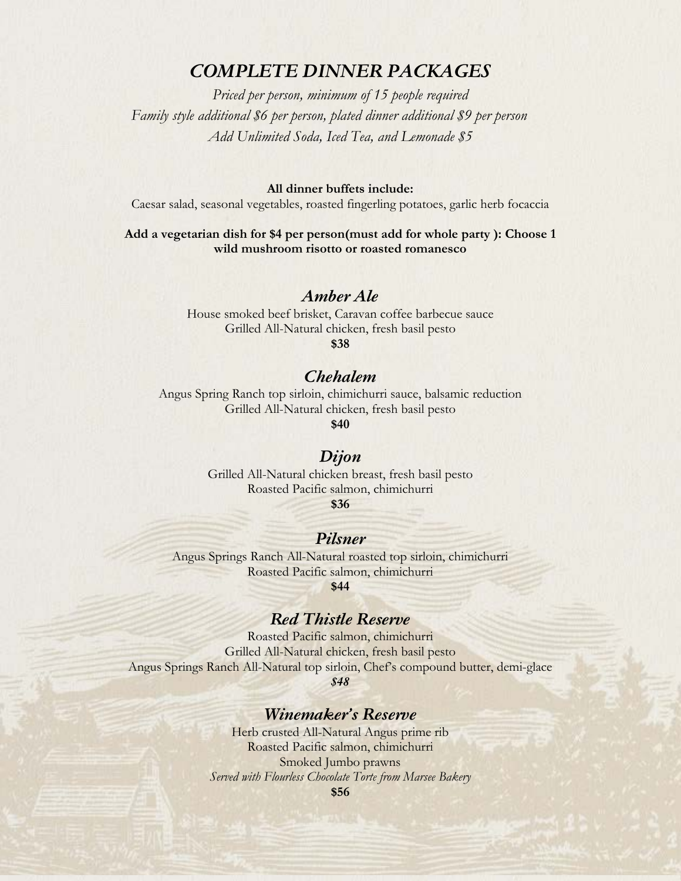# *COMPLETE DINNER PACKAGES*

*Priced per person, minimum of 15 people required*
*Family style additional $6 per person, plated dinner additional $9 per person*
*Add Unlimited Soda, Iced Tea, and Lemonade $5*

**All dinner buffets include:**
Caesar salad, seasonal vegetables, roasted fingerling potatoes, garlic herb focaccia

**Add a vegetarian dish for $4 per person(must add for whole party ): Choose 1 wild mushroom risotto or roasted romanesco**

## *Amber Ale*

House smoked beef brisket, Caravan coffee barbecue sauce
Grilled All-Natural chicken, fresh basil pesto
**$38**

## *Chehalem*

Angus Spring Ranch top sirloin, chimichurri sauce, balsamic reduction
Grilled All-Natural chicken, fresh basil pesto
**$40**

## *Dijon*

Grilled All-Natural chicken breast, fresh basil pesto
Roasted Pacific salmon, chimichurri
**$36**

## *Pilsner*

Angus Springs Ranch All-Natural roasted top sirloin, chimichurri
Roasted Pacific salmon, chimichurri
**$44**

## *Red Thistle Reserve*

Roasted Pacific salmon, chimichurri
Grilled All-Natural chicken, fresh basil pesto
Angus Springs Ranch All-Natural top sirloin, Chef's compound butter, demi-glace
***$48***

## *Winemaker's Reserve*

Herb crusted All-Natural Angus prime rib
Roasted Pacific salmon, chimichurri
Smoked Jumbo prawns
*Served with Flourless Chocolate Torte from Marsee Bakery*
**$56**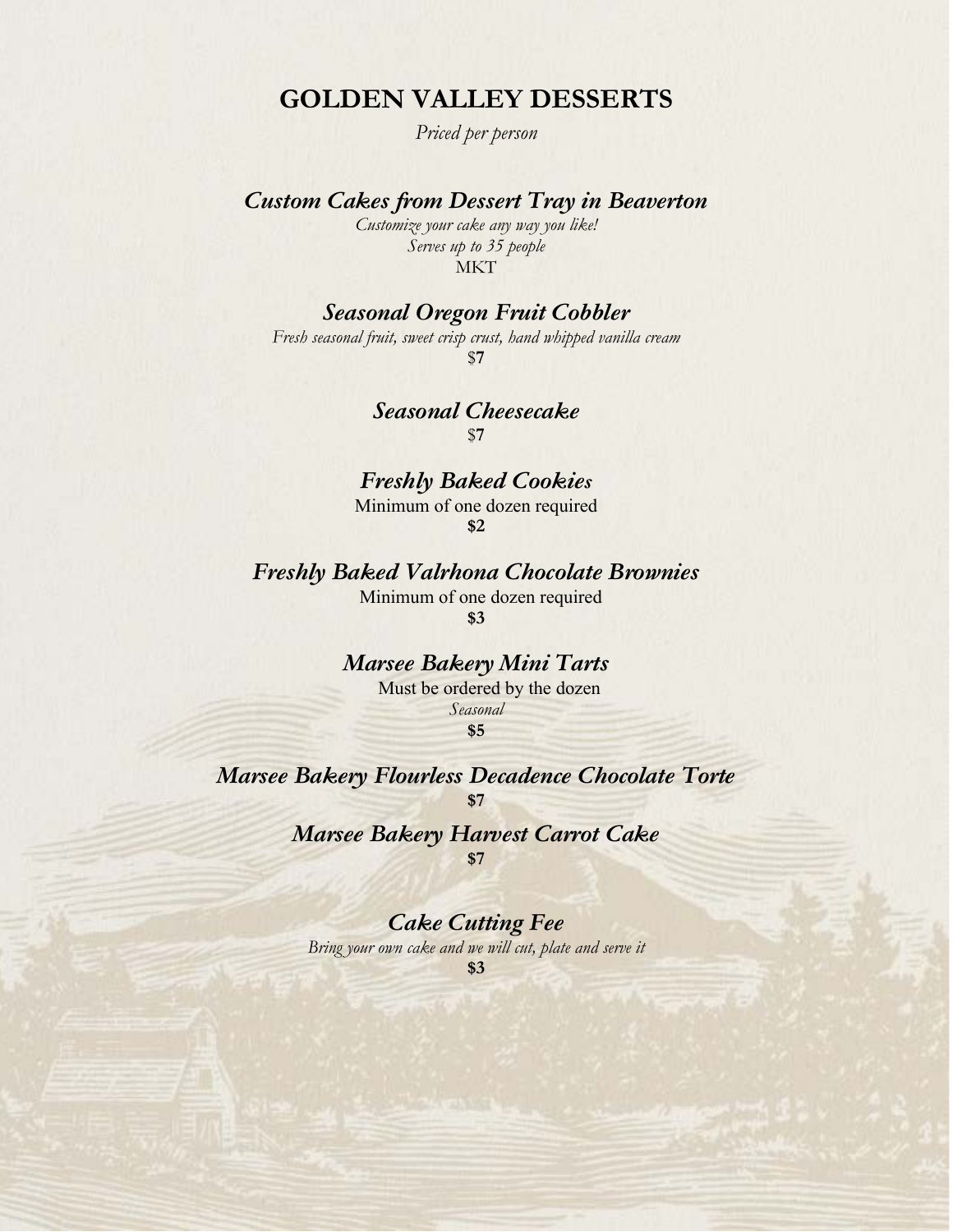# GOLDEN VALLEY DESSERTS

*Priced per person*

### *Custom Cakes from Dessert Tray in Beaverton*

*Customize your cake any way you like!*
*Serves up to 35 people*
MKT

### *Seasonal Oregon Fruit Cobbler*

*Fresh seasonal fruit, sweet crisp crust, hand whipped vanilla cream*
$**7**

### *Seasonal Cheesecake*

$**7**

### *Freshly Baked Cookies*

Minimum of one dozen required
**$2**

### *Freshly Baked Valrhona Chocolate Brownies*

Minimum of one dozen required
**$3**

### *Marsee Bakery Mini Tarts*

Must be ordered by the dozen
*Seasonal*
**$5**

### *Marsee Bakery Flourless Decadence Chocolate Torte*

**$7**

### *Marsee Bakery Harvest Carrot Cake*

**$7**

### *Cake Cutting Fee*

*Bring your own cake and we will cut, plate and serve it*
**$3**